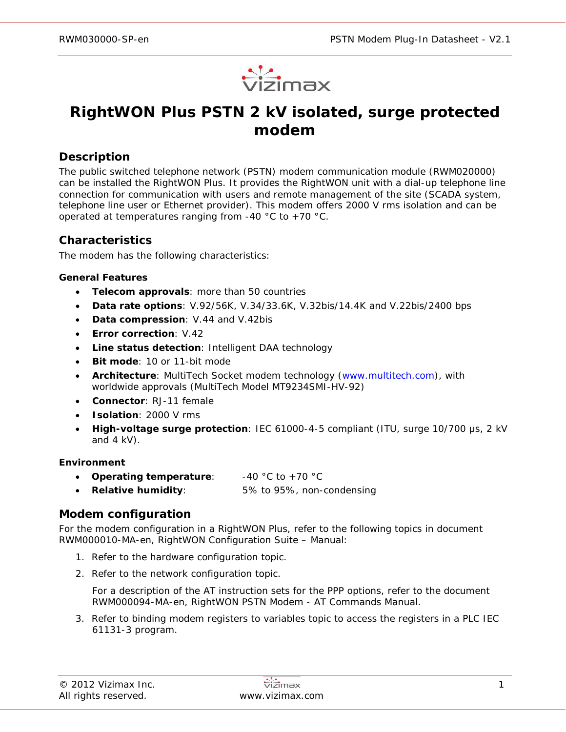# RightWON Plus PSTN 2 kV isolated, surge protected modem

## Description

The public switched telephone network (PSTN) modem communication module (RWM020000) can be installed the RightWON Plus. It provides the RightWON unit with a dial-up telephone line connection for communication with users and remote management of the site (SCADA system, telephone line user or Ethernet provider). This modem offers 2000 V rms isolation and can be operated at temperatures ranging from -40 °C to +70 °C.

## Characteristics

The modem has the following characteristics:

### General Features

- **Telecom approvals**: more than 50 countries
- **Data rate options**: V.92/56K, V.34/33.6K, V.32bis/14.4K and V.22bis/2400 bps
- **Data compression**: V.44 and V.42bis
- **Error correction**: V.42
- **Line status detection**: Intelligent DAA technology
- **Bit mode**: 10 or 11-bit mode
- **Architecture**: MultiTech Socket modem technology (www.multitech.com), with worldwide approvals (MultiTech Model MT9234SMI-HV-92)
- **Connector**: RJ-11 female
- **Isolation**: 2000 V rms
- **High-voltage surge protection**: IEC 61000-4-5 compliant (ITU, surge 10/700 µs, 2 kV and 4 kV).

### Environment

- **Operating temperature**: -40 °C to +70 °C
- **Relative humidity**: 5% to 95%, non-condensing

## Modem configuration

For the modem configuration in a RightWON Plus, refer to the following topics in document RWM000010-MA-en, RightWON Configuration Suite – Manual:

1. Refer to the hardware configuration topic.
2. Refer to the network configuration topic.

   For a description of the AT instruction sets for the PPP options, refer to the document RWM000094-MA-en, RightWON PSTN Modem - AT Commands Manual.
3. Refer to binding modem registers to variables topic to access the registers in a PLC IEC 61131-3 program.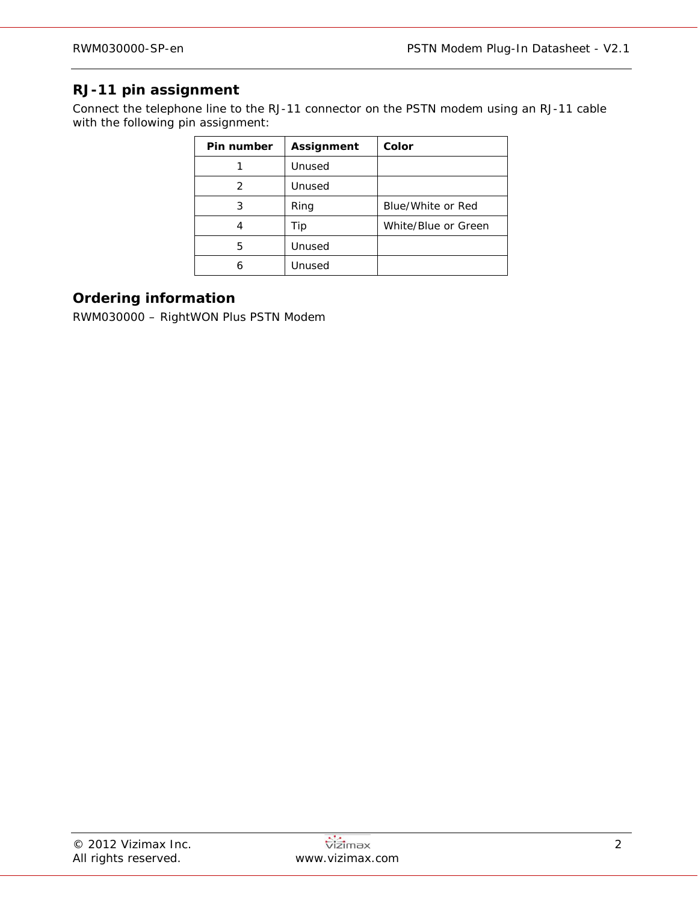## RJ-11 pin assignment

Connect the telephone line to the RJ-11 connector on the PSTN modem using an RJ-11 cable with the following pin assignment:

| Pin number | Assignment | Color |
| --- | --- | --- |
| 1 | Unused | |
| 2 | Unused | |
| 3 | Ring | Blue/White or Red |
| 4 | Tip | White/Blue or Green |
| 5 | Unused | |
| 6 | Unused | |

## Ordering information

RWM030000 – RightWON Plus PSTN Modem